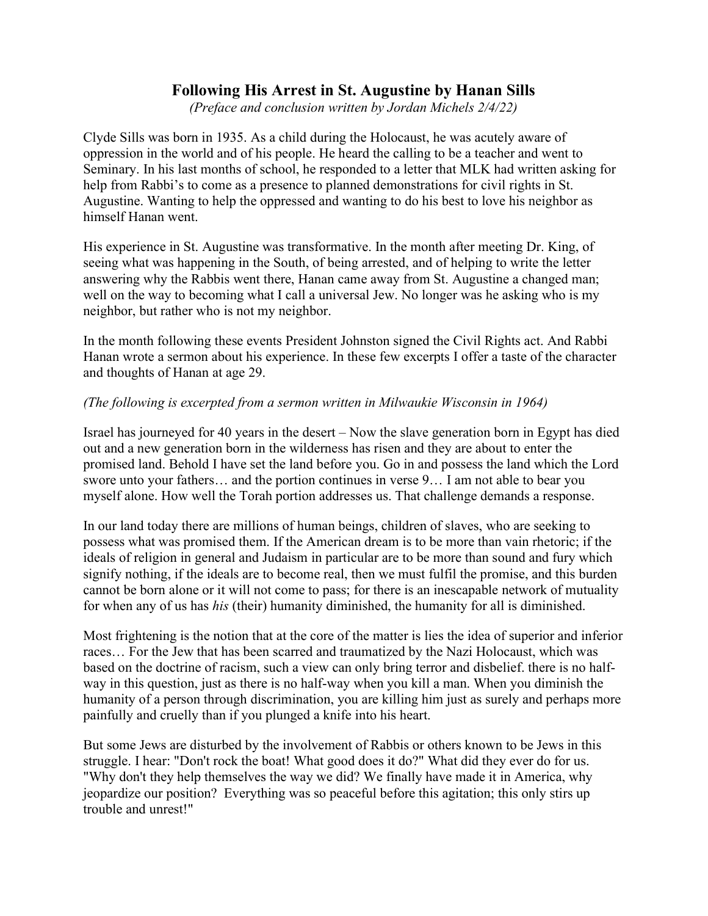# Following His Arrest in St. Augustine by Hanan Sills

*(Preface and conclusion written by Jordan Michels 2/4/22)*

Clyde Sills was born in 1935. As a child during the Holocaust, he was acutely aware of oppression in the world and of his people. He heard the calling to be a teacher and went to Seminary. In his last months of school, he responded to a letter that MLK had written asking for help from Rabbi's to come as a presence to planned demonstrations for civil rights in St. Augustine. Wanting to help the oppressed and wanting to do his best to love his neighbor as himself Hanan went.

His experience in St. Augustine was transformative. In the month after meeting Dr. King, of seeing what was happening in the South, of being arrested, and of helping to write the letter answering why the Rabbis went there, Hanan came away from St. Augustine a changed man; well on the way to becoming what I call a universal Jew. No longer was he asking who is my neighbor, but rather who is not my neighbor.

In the month following these events President Johnston signed the Civil Rights act. And Rabbi Hanan wrote a sermon about his experience. In these few excerpts I offer a taste of the character and thoughts of Hanan at age 29.

*(The following is excerpted from a sermon written in Milwaukie Wisconsin in 1964)*

Israel has journeyed for 40 years in the desert – Now the slave generation born in Egypt has died out and a new generation born in the wilderness has risen and they are about to enter the promised land. Behold I have set the land before you. Go in and possess the land which the Lord swore unto your fathers… and the portion continues in verse 9… I am not able to bear you myself alone. How well the Torah portion addresses us. That challenge demands a response.

In our land today there are millions of human beings, children of slaves, who are seeking to possess what was promised them. If the American dream is to be more than vain rhetoric; if the ideals of religion in general and Judaism in particular are to be more than sound and fury which signify nothing, if the ideals are to become real, then we must fulfil the promise, and this burden cannot be born alone or it will not come to pass; for there is an inescapable network of mutuality for when any of us has *his* (their) humanity diminished, the humanity for all is diminished.

Most frightening is the notion that at the core of the matter is lies the idea of superior and inferior races… For the Jew that has been scarred and traumatized by the Nazi Holocaust, which was based on the doctrine of racism, such a view can only bring terror and disbelief. there is no half-way in this question, just as there is no half-way when you kill a man. When you diminish the humanity of a person through discrimination, you are killing him just as surely and perhaps more painfully and cruelly than if you plunged a knife into his heart.

But some Jews are disturbed by the involvement of Rabbis or others known to be Jews in this struggle. I hear: "Don't rock the boat! What good does it do?" What did they ever do for us. "Why don't they help themselves the way we did? We finally have made it in America, why jeopardize our position? Everything was so peaceful before this agitation; this only stirs up trouble and unrest!"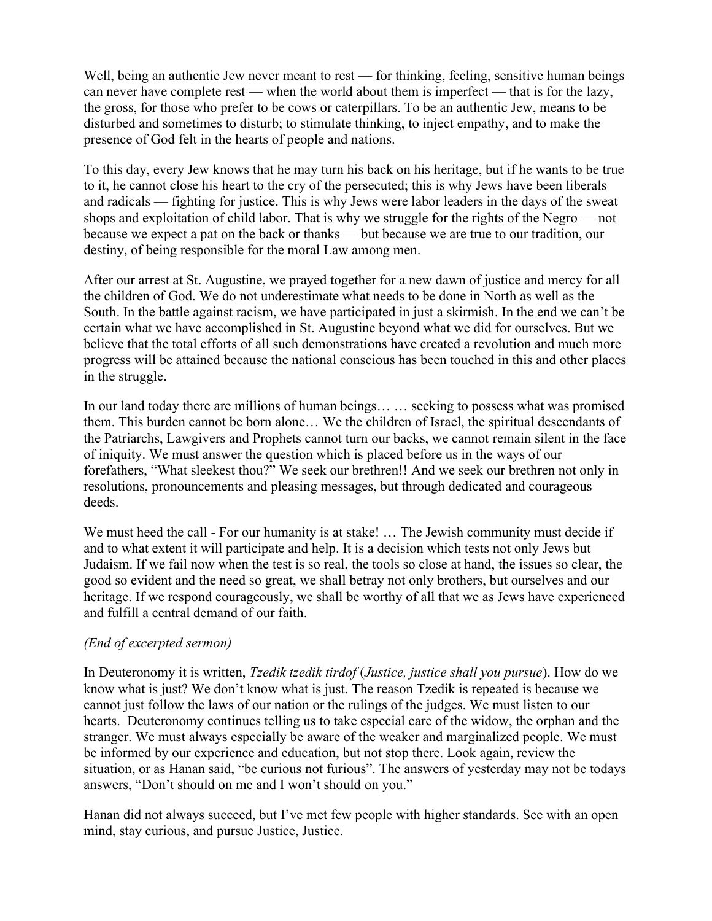Well, being an authentic Jew never meant to rest — for thinking, feeling, sensitive human beings can never have complete rest — when the world about them is imperfect — that is for the lazy, the gross, for those who prefer to be cows or caterpillars. To be an authentic Jew, means to be disturbed and sometimes to disturb; to stimulate thinking, to inject empathy, and to make the presence of God felt in the hearts of people and nations.

To this day, every Jew knows that he may turn his back on his heritage, but if he wants to be true to it, he cannot close his heart to the cry of the persecuted; this is why Jews have been liberals and radicals — fighting for justice. This is why Jews were labor leaders in the days of the sweat shops and exploitation of child labor. That is why we struggle for the rights of the Negro — not because we expect a pat on the back or thanks — but because we are true to our tradition, our destiny, of being responsible for the moral Law among men.

After our arrest at St. Augustine, we prayed together for a new dawn of justice and mercy for all the children of God. We do not underestimate what needs to be done in North as well as the South. In the battle against racism, we have participated in just a skirmish. In the end we can't be certain what we have accomplished in St. Augustine beyond what we did for ourselves. But we believe that the total efforts of all such demonstrations have created a revolution and much more progress will be attained because the national conscious has been touched in this and other places in the struggle.

In our land today there are millions of human beings… … seeking to possess what was promised them. This burden cannot be born alone… We the children of Israel, the spiritual descendants of the Patriarchs, Lawgivers and Prophets cannot turn our backs, we cannot remain silent in the face of iniquity. We must answer the question which is placed before us in the ways of our forefathers, "What sleekest thou?" We seek our brethren!! And we seek our brethren not only in resolutions, pronouncements and pleasing messages, but through dedicated and courageous deeds.

We must heed the call - For our humanity is at stake! … The Jewish community must decide if and to what extent it will participate and help. It is a decision which tests not only Jews but Judaism. If we fail now when the test is so real, the tools so close at hand, the issues so clear, the good so evident and the need so great, we shall betray not only brothers, but ourselves and our heritage. If we respond courageously, we shall be worthy of all that we as Jews have experienced and fulfill a central demand of our faith.

*(End of excerpted sermon)*

In Deuteronomy it is written, *Tzedik tzedik tirdof* (*Justice, justice shall you pursue*). How do we know what is just? We don't know what is just. The reason Tzedik is repeated is because we cannot just follow the laws of our nation or the rulings of the judges. We must listen to our hearts. Deuteronomy continues telling us to take especial care of the widow, the orphan and the stranger. We must always especially be aware of the weaker and marginalized people. We must be informed by our experience and education, but not stop there. Look again, review the situation, or as Hanan said, "be curious not furious". The answers of yesterday may not be todays answers, "Don't should on me and I won't should on you."

Hanan did not always succeed, but I've met few people with higher standards. See with an open mind, stay curious, and pursue Justice, Justice.